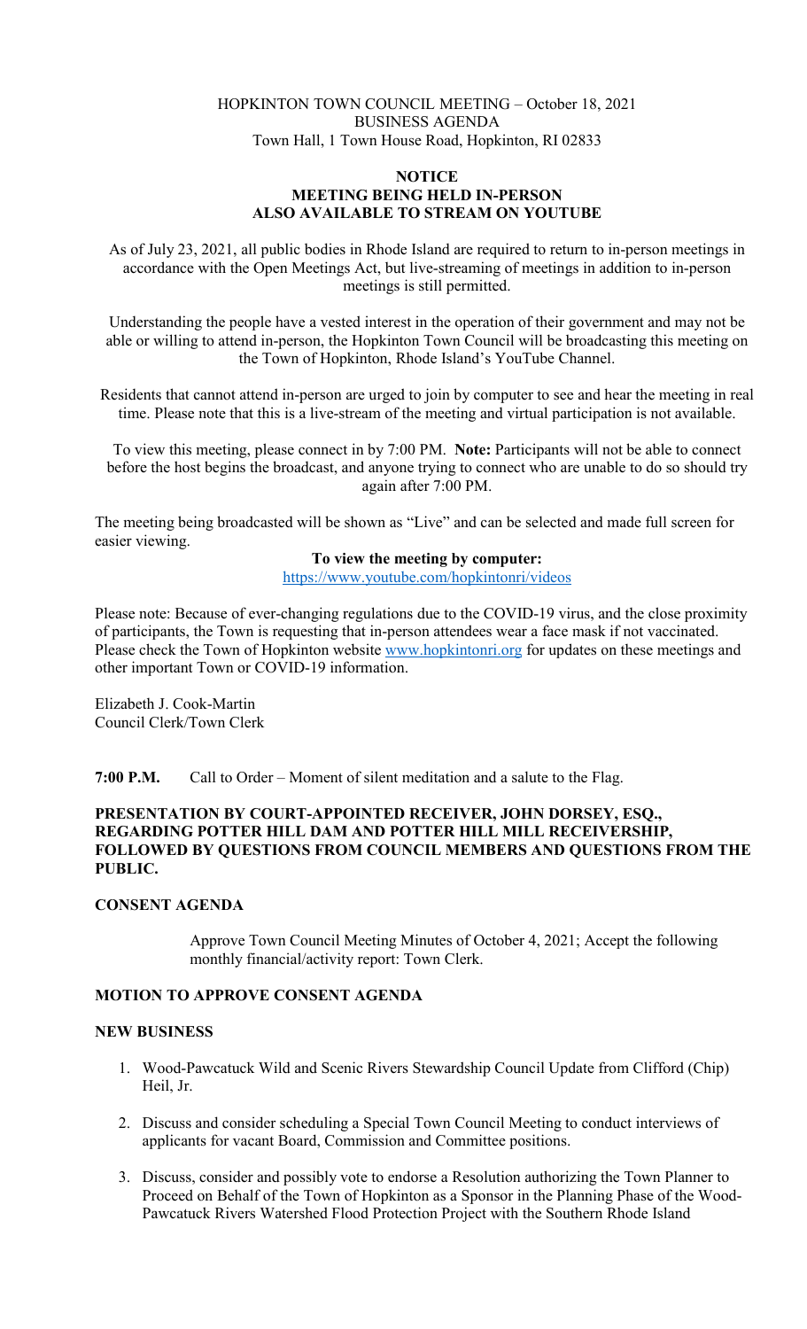HOPKINTON TOWN COUNCIL MEETING – October 18, 2021
BUSINESS AGENDA
Town Hall, 1 Town House Road, Hopkinton, RI 02833

**NOTICE**
**MEETING BEING HELD IN-PERSON**
**ALSO AVAILABLE TO STREAM ON YOUTUBE**

As of July 23, 2021, all public bodies in Rhode Island are required to return to in-person meetings in accordance with the Open Meetings Act, but live-streaming of meetings in addition to in-person meetings is still permitted.

Understanding the people have a vested interest in the operation of their government and may not be able or willing to attend in-person, the Hopkinton Town Council will be broadcasting this meeting on the Town of Hopkinton, Rhode Island's YouTube Channel.

Residents that cannot attend in-person are urged to join by computer to see and hear the meeting in real time. Please note that this is a live-stream of the meeting and virtual participation is not available.

To view this meeting, please connect in by 7:00 PM. **Note:** Participants will not be able to connect before the host begins the broadcast, and anyone trying to connect who are unable to do so should try again after 7:00 PM.

The meeting being broadcasted will be shown as "Live" and can be selected and made full screen for easier viewing.

**To view the meeting by computer:**
https://www.youtube.com/hopkintonri/videos

Please note: Because of ever-changing regulations due to the COVID-19 virus, and the close proximity of participants, the Town is requesting that in-person attendees wear a face mask if not vaccinated. Please check the Town of Hopkinton website www.hopkintonri.org for updates on these meetings and other important Town or COVID-19 information.

Elizabeth J. Cook-Martin
Council Clerk/Town Clerk

**7:00 P.M.** Call to Order – Moment of silent meditation and a salute to the Flag.

**PRESENTATION BY COURT-APPOINTED RECEIVER, JOHN DORSEY, ESQ., REGARDING POTTER HILL DAM AND POTTER HILL MILL RECEIVERSHIP, FOLLOWED BY QUESTIONS FROM COUNCIL MEMBERS AND QUESTIONS FROM THE PUBLIC.**

**CONSENT AGENDA**

Approve Town Council Meeting Minutes of October 4, 2021; Accept the following monthly financial/activity report: Town Clerk.

**MOTION TO APPROVE CONSENT AGENDA**

**NEW BUSINESS**

1. Wood-Pawcatuck Wild and Scenic Rivers Stewardship Council Update from Clifford (Chip) Heil, Jr.

2. Discuss and consider scheduling a Special Town Council Meeting to conduct interviews of applicants for vacant Board, Commission and Committee positions.

3. Discuss, consider and possibly vote to endorse a Resolution authorizing the Town Planner to Proceed on Behalf of the Town of Hopkinton as a Sponsor in the Planning Phase of the Wood-Pawcatuck Rivers Watershed Flood Protection Project with the Southern Rhode Island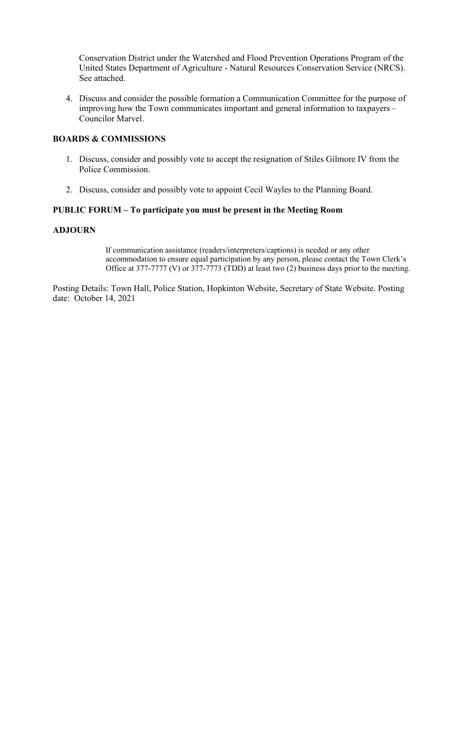Conservation District under the Watershed and Flood Prevention Operations Program of the United States Department of Agriculture - Natural Resources Conservation Service (NRCS). See attached.

4. Discuss and consider the possible formation a Communication Committee for the purpose of improving how the Town communicates important and general information to taxpayers – Councilor Marvel.

**BOARDS & COMMISSIONS**

1. Discuss, consider and possibly vote to accept the resignation of Stiles Gilmore IV from the Police Commission.

2. Discuss, consider and possibly vote to appoint Cecil Wayles to the Planning Board.

**PUBLIC FORUM – To participate you must be present in the Meeting Room**

**ADJOURN**

If communication assistance (readers/interpreters/captions) is needed or any other accommodation to ensure equal participation by any person, please contact the Town Clerk's Office at 377-7777 (V) or 377-7773 (TDD) at least two (2) business days prior to the meeting.

Posting Details: Town Hall, Police Station, Hopkinton Website, Secretary of State Website. Posting date: October 14, 2021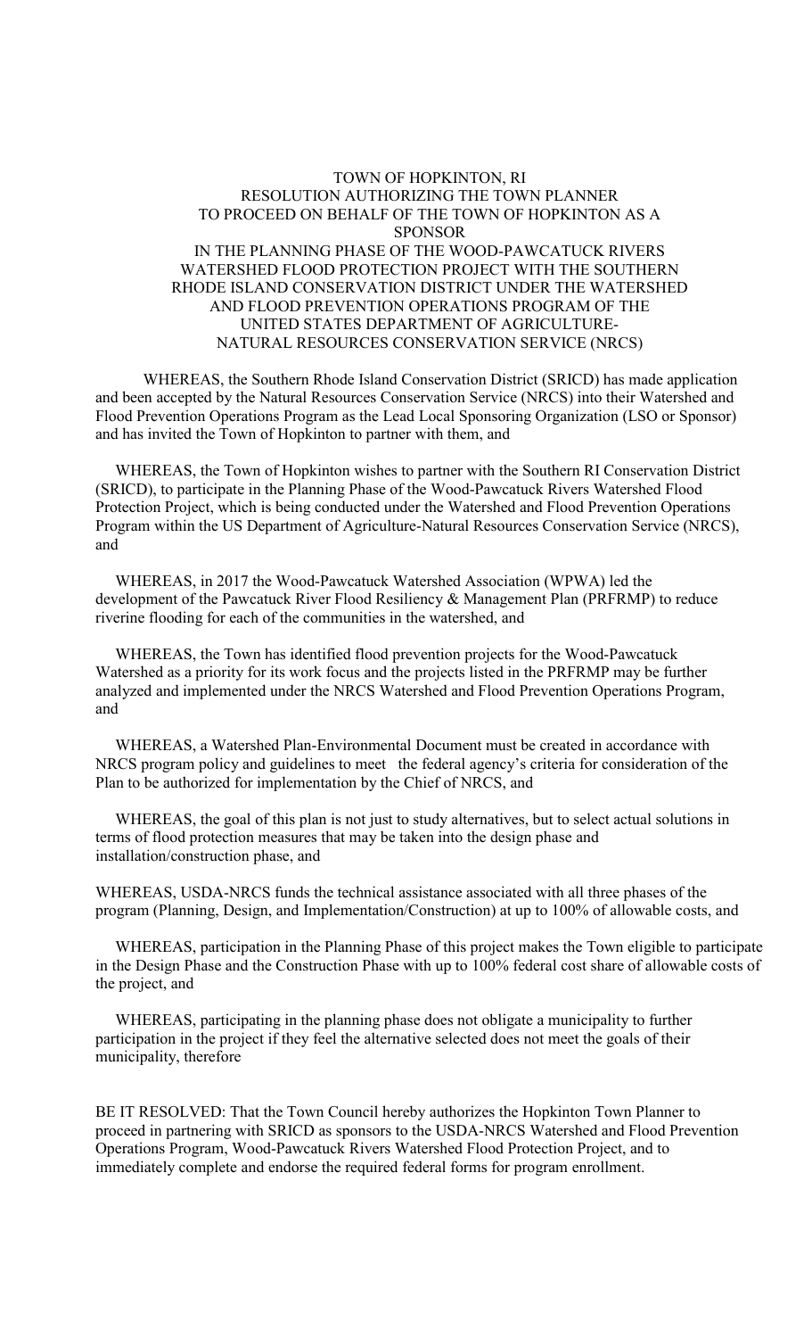# TOWN OF HOPKINTON, RI
# RESOLUTION AUTHORIZING THE TOWN PLANNER TO PROCEED ON BEHALF OF THE TOWN OF HOPKINTON AS A SPONSOR IN THE PLANNING PHASE OF THE WOOD-PAWCATUCK RIVERS WATERSHED FLOOD PROTECTION PROJECT WITH THE SOUTHERN RHODE ISLAND CONSERVATION DISTRICT UNDER THE WATERSHED AND FLOOD PREVENTION OPERATIONS PROGRAM OF THE UNITED STATES DEPARTMENT OF AGRICULTURE-NATURAL RESOURCES CONSERVATION SERVICE (NRCS)

WHEREAS, the Southern Rhode Island Conservation District (SRICD) has made application and been accepted by the Natural Resources Conservation Service (NRCS) into their Watershed and Flood Prevention Operations Program as the Lead Local Sponsoring Organization (LSO or Sponsor) and has invited the Town of Hopkinton to partner with them, and

WHEREAS, the Town of Hopkinton wishes to partner with the Southern RI Conservation District (SRICD), to participate in the Planning Phase of the Wood-Pawcatuck Rivers Watershed Flood Protection Project, which is being conducted under the Watershed and Flood Prevention Operations Program within the US Department of Agriculture-Natural Resources Conservation Service (NRCS), and

WHEREAS, in 2017 the Wood-Pawcatuck Watershed Association (WPWA) led the development of the Pawcatuck River Flood Resiliency & Management Plan (PRFRMP) to reduce riverine flooding for each of the communities in the watershed, and

WHEREAS, the Town has identified flood prevention projects for the Wood-Pawcatuck Watershed as a priority for its work focus and the projects listed in the PRFRMP may be further analyzed and implemented under the NRCS Watershed and Flood Prevention Operations Program, and

WHEREAS, a Watershed Plan-Environmental Document must be created in accordance with NRCS program policy and guidelines to meet the federal agency's criteria for consideration of the Plan to be authorized for implementation by the Chief of NRCS, and

WHEREAS, the goal of this plan is not just to study alternatives, but to select actual solutions in terms of flood protection measures that may be taken into the design phase and installation/construction phase, and

WHEREAS, USDA-NRCS funds the technical assistance associated with all three phases of the program (Planning, Design, and Implementation/Construction) at up to 100% of allowable costs, and

WHEREAS, participation in the Planning Phase of this project makes the Town eligible to participate in the Design Phase and the Construction Phase with up to 100% federal cost share of allowable costs of the project, and

WHEREAS, participating in the planning phase does not obligate a municipality to further participation in the project if they feel the alternative selected does not meet the goals of their municipality, therefore

BE IT RESOLVED: That the Town Council hereby authorizes the Hopkinton Town Planner to proceed in partnering with SRICD as sponsors to the USDA-NRCS Watershed and Flood Prevention Operations Program, Wood-Pawcatuck Rivers Watershed Flood Protection Project, and to immediately complete and endorse the required federal forms for program enrollment.